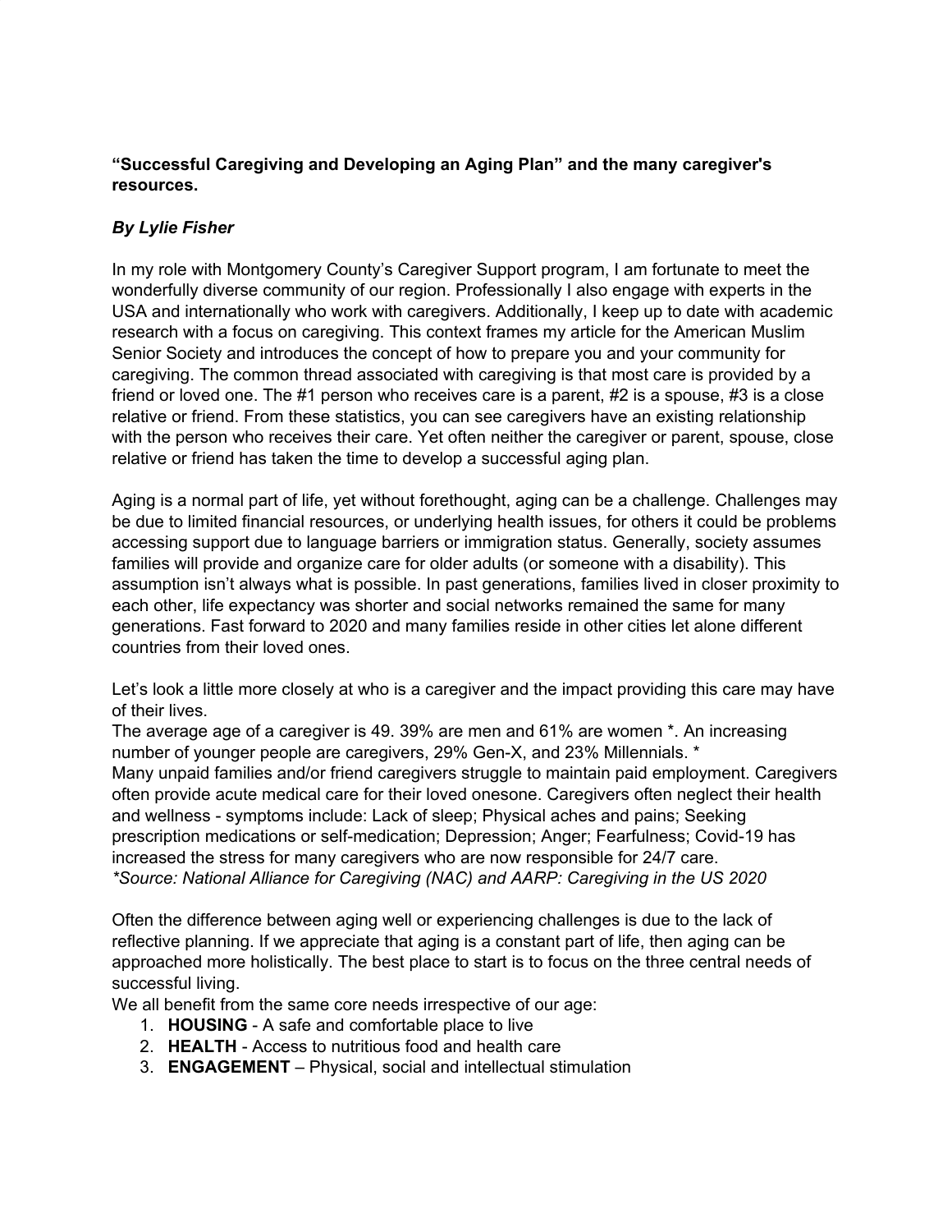**"Successful Caregiving and Developing an Aging Plan" and the many caregiver's resources.**

***By Lylie Fisher***

In my role with Montgomery County's Caregiver Support program, I am fortunate to meet the wonderfully diverse community of our region. Professionally I also engage with experts in the USA and internationally who work with caregivers. Additionally, I keep up to date with academic research with a focus on caregiving. This context frames my article for the American Muslim Senior Society and introduces the concept of how to prepare you and your community for caregiving. The common thread associated with caregiving is that most care is provided by a friend or loved one. The #1 person who receives care is a parent, #2 is a spouse, #3 is a close relative or friend. From these statistics, you can see caregivers have an existing relationship with the person who receives their care. Yet often neither the caregiver or parent, spouse, close relative or friend has taken the time to develop a successful aging plan.

Aging is a normal part of life, yet without forethought, aging can be a challenge. Challenges may be due to limited financial resources, or underlying health issues, for others it could be problems accessing support due to language barriers or immigration status. Generally, society assumes families will provide and organize care for older adults (or someone with a disability). This assumption isn't always what is possible. In past generations, families lived in closer proximity to each other, life expectancy was shorter and social networks remained the same for many generations. Fast forward to 2020 and many families reside in other cities let alone different countries from their loved ones.

Let's look a little more closely at who is a caregiver and the impact providing this care may have of their lives.
The average age of a caregiver is 49. 39% are men and 61% are women *. An increasing number of younger people are caregivers, 29% Gen-X, and 23% Millennials. *
Many unpaid families and/or friend caregivers struggle to maintain paid employment. Caregivers often provide acute medical care for their loved onesone. Caregivers often neglect their health and wellness - symptoms include: Lack of sleep; Physical aches and pains; Seeking prescription medications or self-medication; Depression; Anger; Fearfulness; Covid-19 has increased the stress for many caregivers who are now responsible for 24/7 care.
**Source: National Alliance for Caregiving (NAC) and AARP: Caregiving in the US 2020*

Often the difference between aging well or experiencing challenges is due to the lack of reflective planning. If we appreciate that aging is a constant part of life, then aging can be approached more holistically. The best place to start is to focus on the three central needs of successful living.
We all benefit from the same core needs irrespective of our age:

1. **HOUSING** - A safe and comfortable place to live
2. **HEALTH** - Access to nutritious food and health care
3. **ENGAGEMENT** – Physical, social and intellectual stimulation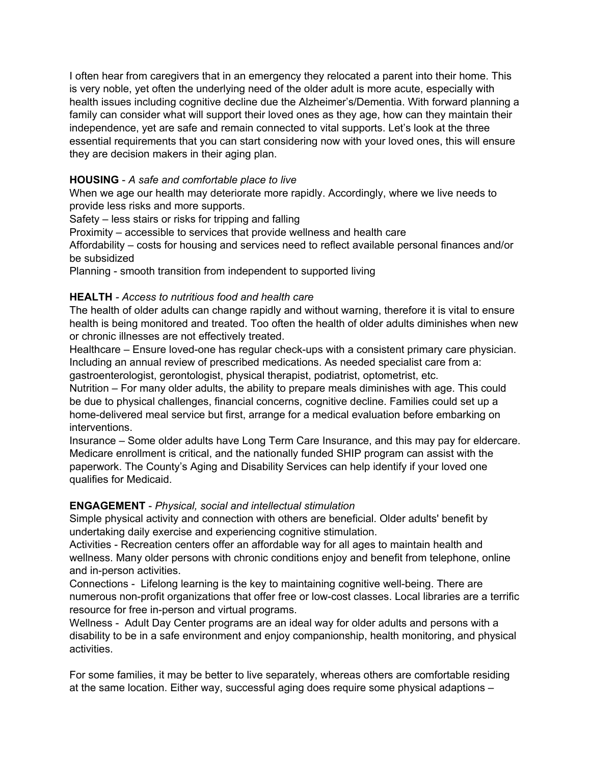I often hear from caregivers that in an emergency they relocated a parent into their home. This is very noble, yet often the underlying need of the older adult is more acute, especially with health issues including cognitive decline due the Alzheimer's/Dementia. With forward planning a family can consider what will support their loved ones as they age, how can they maintain their independence, yet are safe and remain connected to vital supports. Let's look at the three essential requirements that you can start considering now with your loved ones, this will ensure they are decision makers in their aging plan.

**HOUSING** - *A safe and comfortable place to live*
When we age our health may deteriorate more rapidly. Accordingly, where we live needs to provide less risks and more supports.
Safety – less stairs or risks for tripping and falling
Proximity – accessible to services that provide wellness and health care
Affordability – costs for housing and services need to reflect available personal finances and/or be subsidized
Planning - smooth transition from independent to supported living

**HEALTH** - *Access to nutritious food and health care*
The health of older adults can change rapidly and without warning, therefore it is vital to ensure health is being monitored and treated. Too often the health of older adults diminishes when new or chronic illnesses are not effectively treated.
Healthcare – Ensure loved-one has regular check-ups with a consistent primary care physician. Including an annual review of prescribed medications. As needed specialist care from a: gastroenterologist, gerontologist, physical therapist, podiatrist, optometrist, etc.
Nutrition – For many older adults, the ability to prepare meals diminishes with age. This could be due to physical challenges, financial concerns, cognitive decline. Families could set up a home-delivered meal service but first, arrange for a medical evaluation before embarking on interventions.
Insurance – Some older adults have Long Term Care Insurance, and this may pay for eldercare. Medicare enrollment is critical, and the nationally funded SHIP program can assist with the paperwork. The County's Aging and Disability Services can help identify if your loved one qualifies for Medicaid.

**ENGAGEMENT** - *Physical, social and intellectual stimulation*
Simple physical activity and connection with others are beneficial. Older adults' benefit by undertaking daily exercise and experiencing cognitive stimulation.
Activities - Recreation centers offer an affordable way for all ages to maintain health and wellness. Many older persons with chronic conditions enjoy and benefit from telephone, online and in-person activities.
Connections - Lifelong learning is the key to maintaining cognitive well-being. There are numerous non-profit organizations that offer free or low-cost classes. Local libraries are a terrific resource for free in-person and virtual programs.
Wellness - Adult Day Center programs are an ideal way for older adults and persons with a disability to be in a safe environment and enjoy companionship, health monitoring, and physical activities.

For some families, it may be better to live separately, whereas others are comfortable residing at the same location. Either way, successful aging does require some physical adaptions –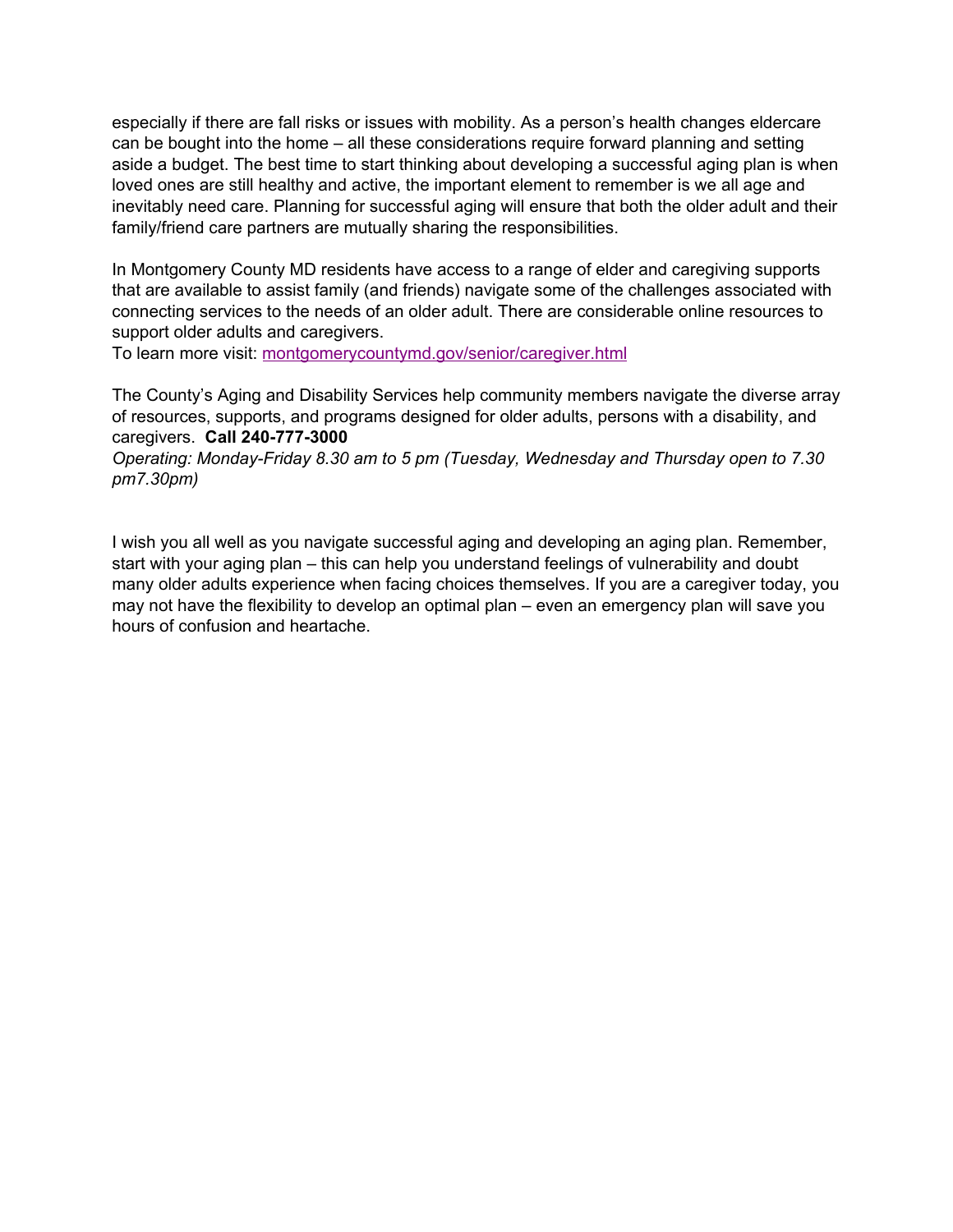especially if there are fall risks or issues with mobility. As a person's health changes eldercare can be bought into the home – all these considerations require forward planning and setting aside a budget. The best time to start thinking about developing a successful aging plan is when loved ones are still healthy and active, the important element to remember is we all age and inevitably need care. Planning for successful aging will ensure that both the older adult and their family/friend care partners are mutually sharing the responsibilities.

In Montgomery County MD residents have access to a range of elder and caregiving supports that are available to assist family (and friends) navigate some of the challenges associated with connecting services to the needs of an older adult. There are considerable online resources to support older adults and caregivers.
To learn more visit: [montgomerycountymd.gov/senior/caregiver.html](montgomerycountymd.gov/senior/caregiver.html)

The County's Aging and Disability Services help community members navigate the diverse array of resources, supports, and programs designed for older adults, persons with a disability, and caregivers. **Call 240-777-3000**
*Operating: Monday-Friday 8.30 am to 5 pm (Tuesday, Wednesday and Thursday open to 7.30 pm7.30pm)*

I wish you all well as you navigate successful aging and developing an aging plan. Remember, start with your aging plan – this can help you understand feelings of vulnerability and doubt many older adults experience when facing choices themselves. If you are a caregiver today, you may not have the flexibility to develop an optimal plan – even an emergency plan will save you hours of confusion and heartache.